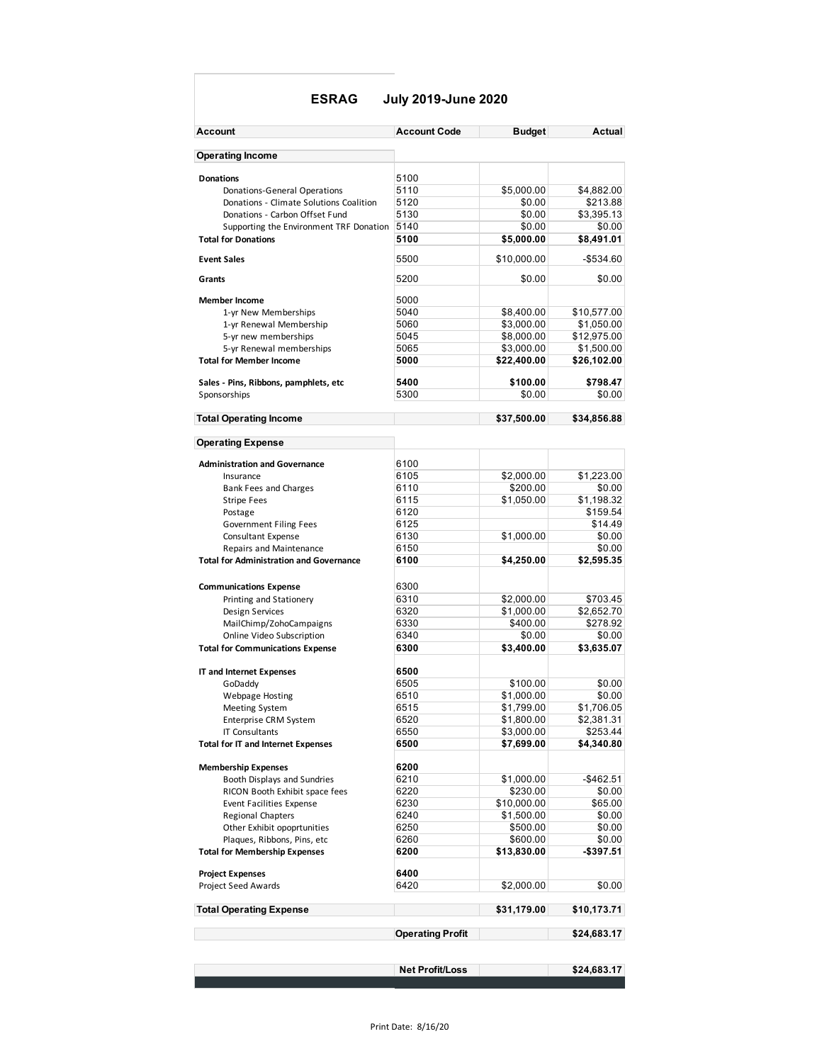# ESRAG July 2019-June 2020

| Account | Account Code | Budget | Actual |
|---|---|---|---|
| **Operating Income** | | | |
| **Donations** | 5100 | | |
| Donations-General Operations | 5110 | $5,000.00 | $4,882.00 |
| Donations - Climate Solutions Coalition | 5120 | $0.00 | $213.88 |
| Donations - Carbon Offset Fund | 5130 | $0.00 | $3,395.13 |
| Supporting the Environment TRF Donation | 5140 | $0.00 | $0.00 |
| **Total for Donations** | **5100** | **$5,000.00** | **$8,491.01** |
| **Event Sales** | 5500 | $10,000.00 | -$534.60 |
| **Grants** | 5200 | $0.00 | $0.00 |
| **Member Income** | 5000 | | |
| 1-yr New Memberships | 5040 | $8,400.00 | $10,577.00 |
| 1-yr Renewal Membership | 5060 | $3,000.00 | $1,050.00 |
| 5-yr new memberships | 5045 | $8,000.00 | $12,975.00 |
| 5-yr Renewal memberships | 5065 | $3,000.00 | $1,500.00 |
| **Total for Member Income** | **5000** | **$22,400.00** | **$26,102.00** |
| **Sales - Pins, Ribbons, pamphlets, etc** | **5400** | **$100.00** | **$798.47** |
| Sponsorships | 5300 | $0.00 | $0.00 |
| **Total Operating Income** | | **$37,500.00** | **$34,856.88** |
| **Operating Expense** | | | |
| **Administration and Governance** | 6100 | | |
| Insurance | 6105 | $2,000.00 | $1,223.00 |
| Bank Fees and Charges | 6110 | $200.00 | $0.00 |
| Stripe Fees | 6115 | $1,050.00 | $1,198.32 |
| Postage | 6120 | | $159.54 |
| Government Filing Fees | 6125 | | $14.49 |
| Consultant Expense | 6130 | $1,000.00 | $0.00 |
| Repairs and Maintenance | 6150 | | $0.00 |
| **Total for Administration and Governance** | **6100** | **$4,250.00** | **$2,595.35** |
| **Communications Expense** | 6300 | | |
| Printing and Stationery | 6310 | $2,000.00 | $703.45 |
| Design Services | 6320 | $1,000.00 | $2,652.70 |
| MailChimp/ZohoCampaigns | 6330 | $400.00 | $278.92 |
| Online Video Subscription | 6340 | $0.00 | $0.00 |
| **Total for Communications Expense** | **6300** | **$3,400.00** | **$3,635.07** |
| **IT and Internet Expenses** | **6500** | | |
| GoDaddy | 6505 | $100.00 | $0.00 |
| Webpage Hosting | 6510 | $1,000.00 | $0.00 |
| Meeting System | 6515 | $1,799.00 | $1,706.05 |
| Enterprise CRM System | 6520 | $1,800.00 | $2,381.31 |
| IT Consultants | 6550 | $3,000.00 | $253.44 |
| **Total for IT and Internet Expenses** | **6500** | **$7,699.00** | **$4,340.80** |
| **Membership Expenses** | **6200** | | |
| Booth Displays and Sundries | 6210 | $1,000.00 | -$462.51 |
| RICON Booth Exhibit space fees | 6220 | $230.00 | $0.00 |
| Event Facilities Expense | 6230 | $10,000.00 | $65.00 |
| Regional Chapters | 6240 | $1,500.00 | $0.00 |
| Other Exhibit opoprtunities | 6250 | $500.00 | $0.00 |
| Plaques, Ribbons, Pins, etc | 6260 | $600.00 | $0.00 |
| **Total for Membership Expenses** | **6200** | **$13,830.00** | **-$397.51** |
| **Project Expenses** | **6400** | | |
| Project Seed Awards | 6420 | $2,000.00 | $0.00 |
| **Total Operating Expense** | | **$31,179.00** | **$10,173.71** |
| | **Operating Profit** | | **$24,683.17** |
| | **Net Profit/Loss** | | **$24,683.17** |

Print Date: 8/16/20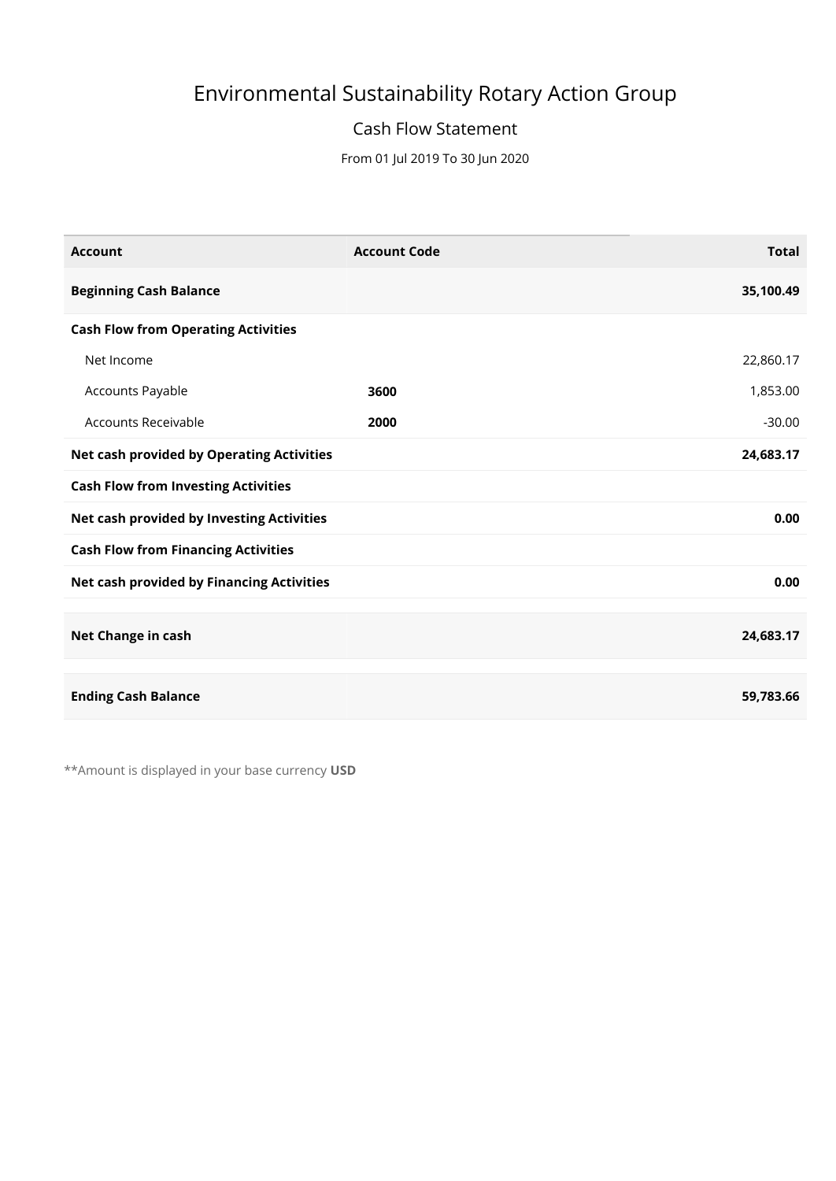# Environmental Sustainability Rotary Action Group

## Cash Flow Statement

From 01 Jul 2019 To 30 Jun 2020

| Account | Account Code | Total |
|---|---|---|
| **Beginning Cash Balance** | | **35,100.49** |
| **Cash Flow from Operating Activities** | | |
| Net Income | | 22,860.17 |
| Accounts Payable | **3600** | 1,853.00 |
| Accounts Receivable | **2000** | -30.00 |
| **Net cash provided by Operating Activities** | | **24,683.17** |
| **Cash Flow from Investing Activities** | | |
| **Net cash provided by Investing Activities** | | **0.00** |
| **Cash Flow from Financing Activities** | | |
| **Net cash provided by Financing Activities** | | **0.00** |
| **Net Change in cash** | | **24,683.17** |
| **Ending Cash Balance** | | **59,783.66** |

**Amount is displayed in your base currency **USD**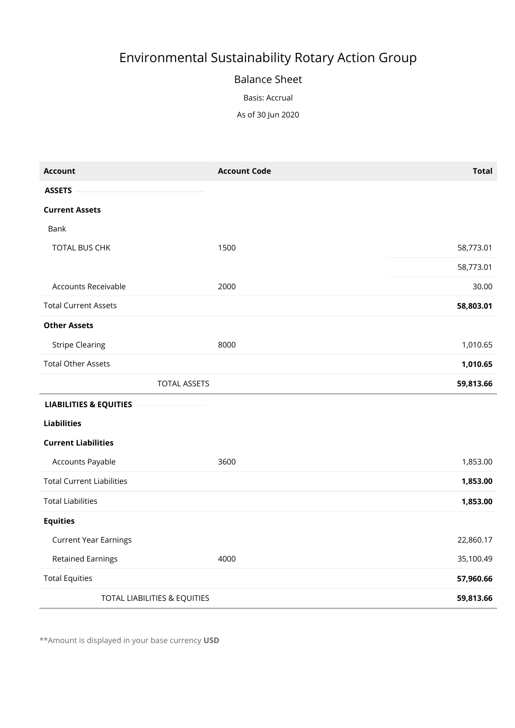# Environmental Sustainability Rotary Action Group

## Balance Sheet

Basis: Accrual

As of 30 Jun 2020

| Account | Account Code | Total |
|---|---|---|
| **ASSETS** | | |
| **Current Assets** | | |
| Bank | | |
| TOTAL BUS CHK | 1500 | 58,773.01 |
| | | 58,773.01 |
| Accounts Receivable | 2000 | 30.00 |
| Total Current Assets | | **58,803.01** |
| **Other Assets** | | |
| Stripe Clearing | 8000 | 1,010.65 |
| Total Other Assets | | **1,010.65** |
| TOTAL ASSETS | | **59,813.66** |
| **LIABILITIES & EQUITIES** | | |
| **Liabilities** | | |
| **Current Liabilities** | | |
| Accounts Payable | 3600 | 1,853.00 |
| Total Current Liabilities | | **1,853.00** |
| Total Liabilities | | **1,853.00** |
| **Equities** | | |
| Current Year Earnings | | 22,860.17 |
| Retained Earnings | 4000 | 35,100.49 |
| Total Equities | | **57,960.66** |
| TOTAL LIABILITIES & EQUITIES | | **59,813.66** |

**Amount is displayed in your base currency **USD**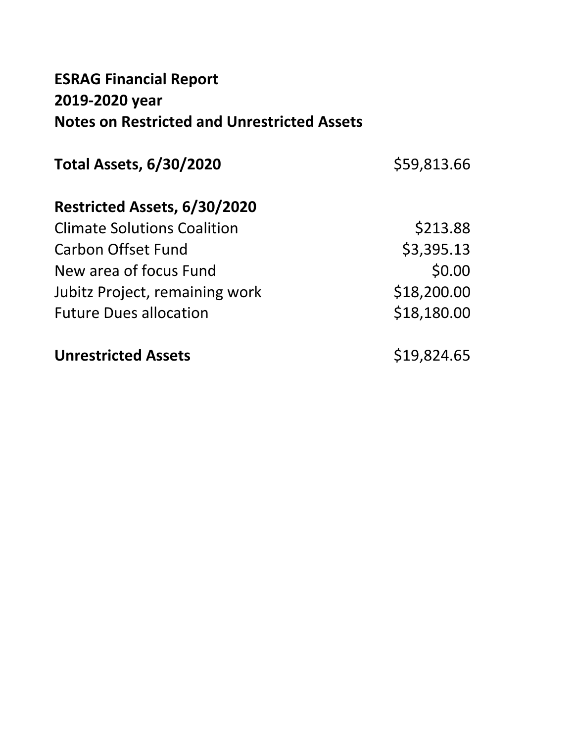**ESRAG Financial Report**
**2019-2020 year**
**Notes on Restricted and Unrestricted Assets**

| | |
|---|---|
| **Total Assets, 6/30/2020** | $59,813.66 |
| | |
| **Restricted Assets, 6/30/2020** | |
| Climate Solutions Coalition | $213.88 |
| Carbon Offset Fund | $3,395.13 |
| New area of focus Fund | $0.00 |
| Jubitz Project, remaining work | $18,200.00 |
| Future Dues allocation | $18,180.00 |
| | |
| **Unrestricted Assets** | $19,824.65 |